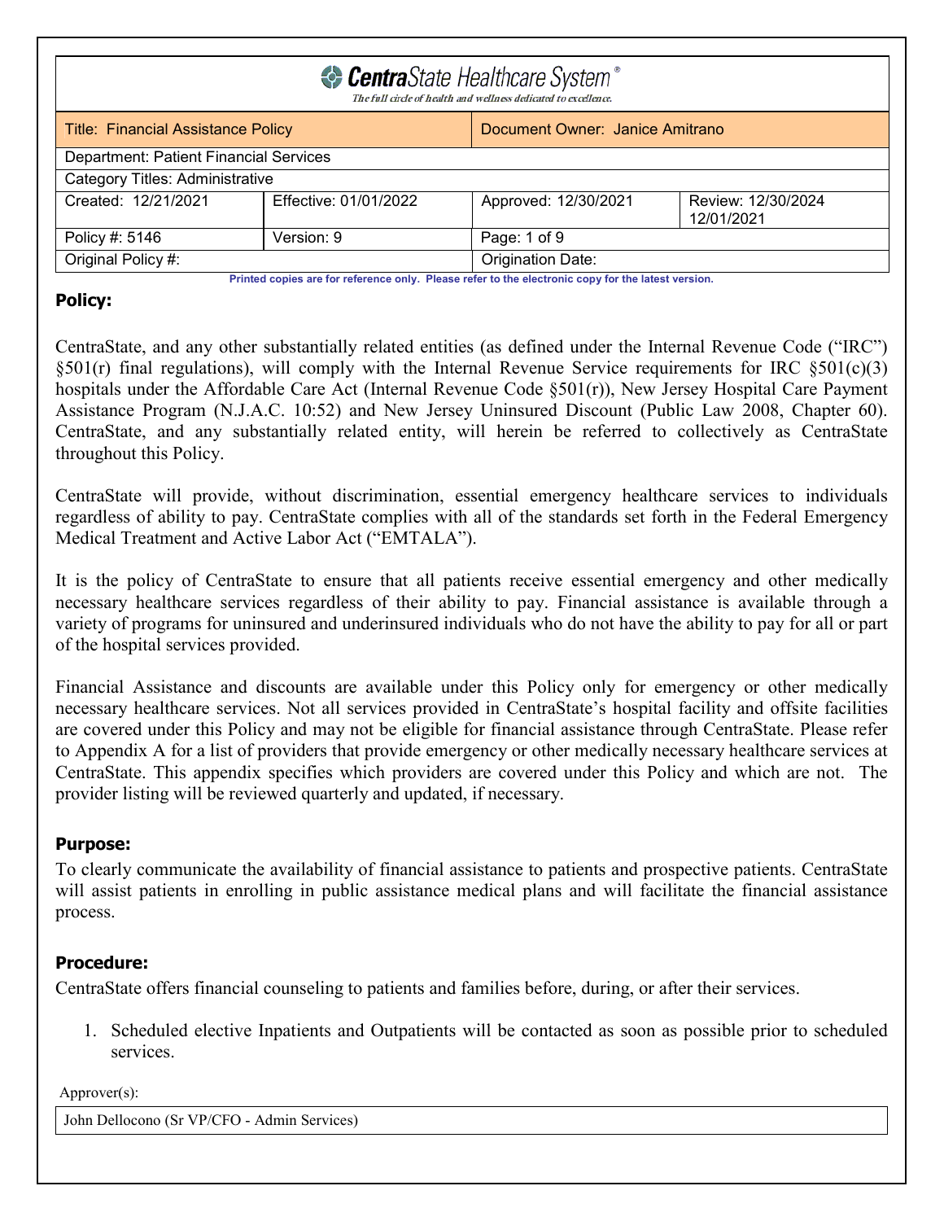# CentraState Healthcare System®

*The full circle of health and wellness dedicated to excellence.*

| Title: Financial Assistance Policy | | Document Owner: Janice Amitrano | |
|---|---|---|---|
| Department: Patient Financial Services | | | |
| Category Titles: Administrative | | | |
| Created: 12/21/2021 | Effective: 01/01/2022 | Approved: 12/30/2021 | Review: 12/30/2024 12/01/2021 |
| Policy #: 5146 | Version: 9 | Page: 1 of 9 | |
| Original Policy #: | | Origination Date: | |

Printed copies are for reference only. Please refer to the electronic copy for the latest version.

## Policy:

CentraState, and any other substantially related entities (as defined under the Internal Revenue Code ("IRC") §501(r) final regulations), will comply with the Internal Revenue Service requirements for IRC §501(c)(3) hospitals under the Affordable Care Act (Internal Revenue Code §501(r)), New Jersey Hospital Care Payment Assistance Program (N.J.A.C. 10:52) and New Jersey Uninsured Discount (Public Law 2008, Chapter 60). CentraState, and any substantially related entity, will herein be referred to collectively as CentraState throughout this Policy.

CentraState will provide, without discrimination, essential emergency healthcare services to individuals regardless of ability to pay. CentraState complies with all of the standards set forth in the Federal Emergency Medical Treatment and Active Labor Act ("EMTALA").

It is the policy of CentraState to ensure that all patients receive essential emergency and other medically necessary healthcare services regardless of their ability to pay. Financial assistance is available through a variety of programs for uninsured and underinsured individuals who do not have the ability to pay for all or part of the hospital services provided.

Financial Assistance and discounts are available under this Policy only for emergency or other medically necessary healthcare services. Not all services provided in CentraState's hospital facility and offsite facilities are covered under this Policy and may not be eligible for financial assistance through CentraState. Please refer to Appendix A for a list of providers that provide emergency or other medically necessary healthcare services at CentraState. This appendix specifies which providers are covered under this Policy and which are not. The provider listing will be reviewed quarterly and updated, if necessary.

## Purpose:

To clearly communicate the availability of financial assistance to patients and prospective patients. CentraState will assist patients in enrolling in public assistance medical plans and will facilitate the financial assistance process.

## Procedure:

CentraState offers financial counseling to patients and families before, during, or after their services.

1. Scheduled elective Inpatients and Outpatients will be contacted as soon as possible prior to scheduled services.

Approver(s):

| John Dellocono (Sr VP/CFO - Admin Services) |
|---|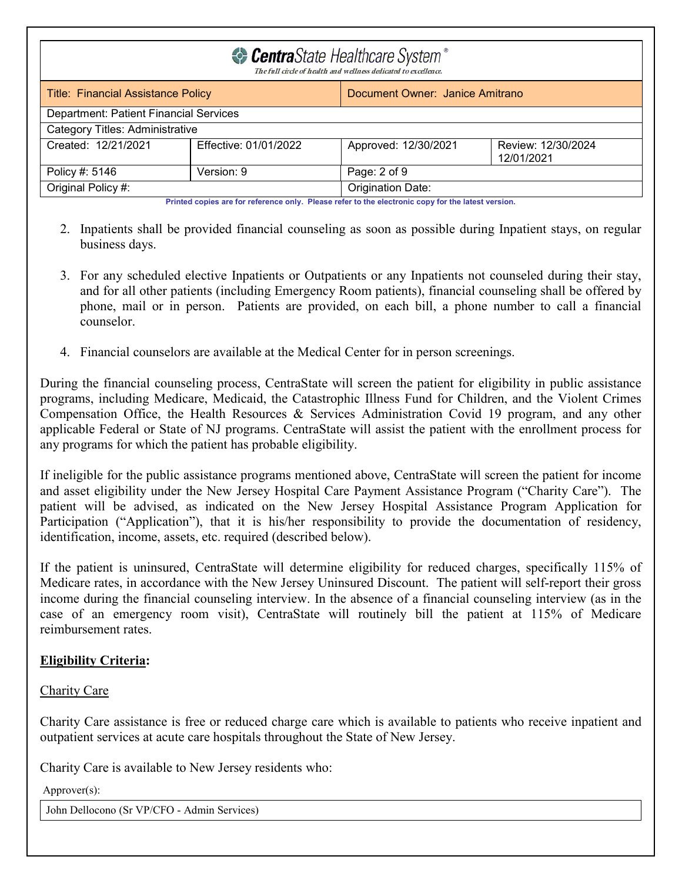2. Inpatients shall be provided financial counseling as soon as possible during Inpatient stays, on regular business days.

3. For any scheduled elective Inpatients or Outpatients or any Inpatients not counseled during their stay, and for all other patients (including Emergency Room patients), financial counseling shall be offered by phone, mail or in person. Patients are provided, on each bill, a phone number to call a financial counselor.

4. Financial counselors are available at the Medical Center for in person screenings.

During the financial counseling process, CentraState will screen the patient for eligibility in public assistance programs, including Medicare, Medicaid, the Catastrophic Illness Fund for Children, and the Violent Crimes Compensation Office, the Health Resources & Services Administration Covid 19 program, and any other applicable Federal or State of NJ programs. CentraState will assist the patient with the enrollment process for any programs for which the patient has probable eligibility.

If ineligible for the public assistance programs mentioned above, CentraState will screen the patient for income and asset eligibility under the New Jersey Hospital Care Payment Assistance Program ("Charity Care"). The patient will be advised, as indicated on the New Jersey Hospital Assistance Program Application for Participation ("Application"), that it is his/her responsibility to provide the documentation of residency, identification, income, assets, etc. required (described below).

If the patient is uninsured, CentraState will determine eligibility for reduced charges, specifically 115% of Medicare rates, in accordance with the New Jersey Uninsured Discount. The patient will self-report their gross income during the financial counseling interview. In the absence of a financial counseling interview (as in the case of an emergency room visit), CentraState will routinely bill the patient at 115% of Medicare reimbursement rates.

## **Eligibility Criteria:**

### Charity Care

Charity Care assistance is free or reduced charge care which is available to patients who receive inpatient and outpatient services at acute care hospitals throughout the State of New Jersey.

Charity Care is available to New Jersey residents who: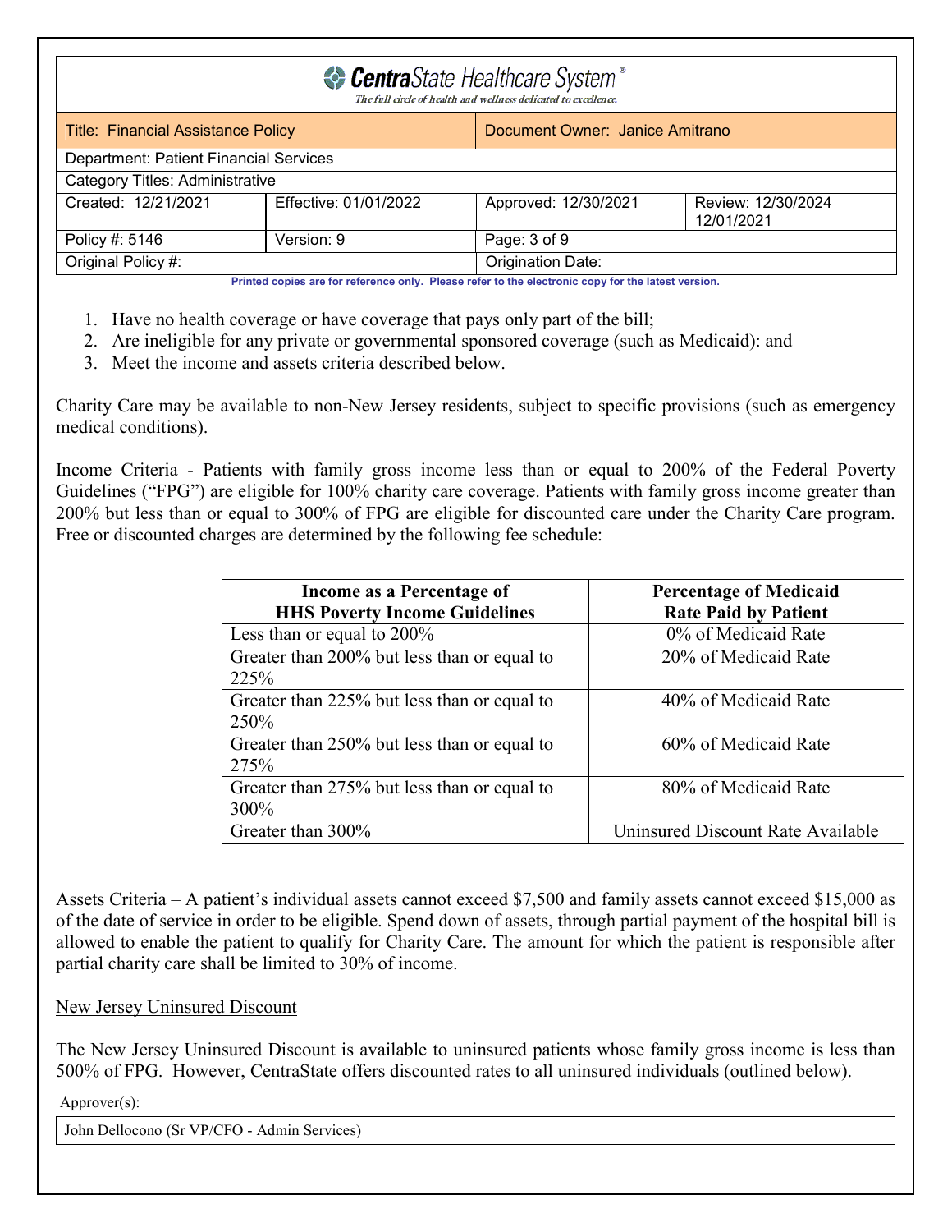1. Have no health coverage or have coverage that pays only part of the bill;
2. Are ineligible for any private or governmental sponsored coverage (such as Medicaid): and
3. Meet the income and assets criteria described below.

Charity Care may be available to non-New Jersey residents, subject to specific provisions (such as emergency medical conditions).

Income Criteria - Patients with family gross income less than or equal to 200% of the Federal Poverty Guidelines ("FPG") are eligible for 100% charity care coverage. Patients with family gross income greater than 200% but less than or equal to 300% of FPG are eligible for discounted care under the Charity Care program. Free or discounted charges are determined by the following fee schedule:

| Income as a Percentage of HHS Poverty Income Guidelines | Percentage of Medicaid Rate Paid by Patient |
|---|---|
| Less than or equal to 200% | 0% of Medicaid Rate |
| Greater than 200% but less than or equal to 225% | 20% of Medicaid Rate |
| Greater than 225% but less than or equal to 250% | 40% of Medicaid Rate |
| Greater than 250% but less than or equal to 275% | 60% of Medicaid Rate |
| Greater than 275% but less than or equal to 300% | 80% of Medicaid Rate |
| Greater than 300% | Uninsured Discount Rate Available |

Assets Criteria – A patient's individual assets cannot exceed $7,500 and family assets cannot exceed $15,000 as of the date of service in order to be eligible. Spend down of assets, through partial payment of the hospital bill is allowed to enable the patient to qualify for Charity Care. The amount for which the patient is responsible after partial charity care shall be limited to 30% of income.

<u>New Jersey Uninsured Discount</u>

The New Jersey Uninsured Discount is available to uninsured patients whose family gross income is less than 500% of FPG. However, CentraState offers discounted rates to all uninsured individuals (outlined below).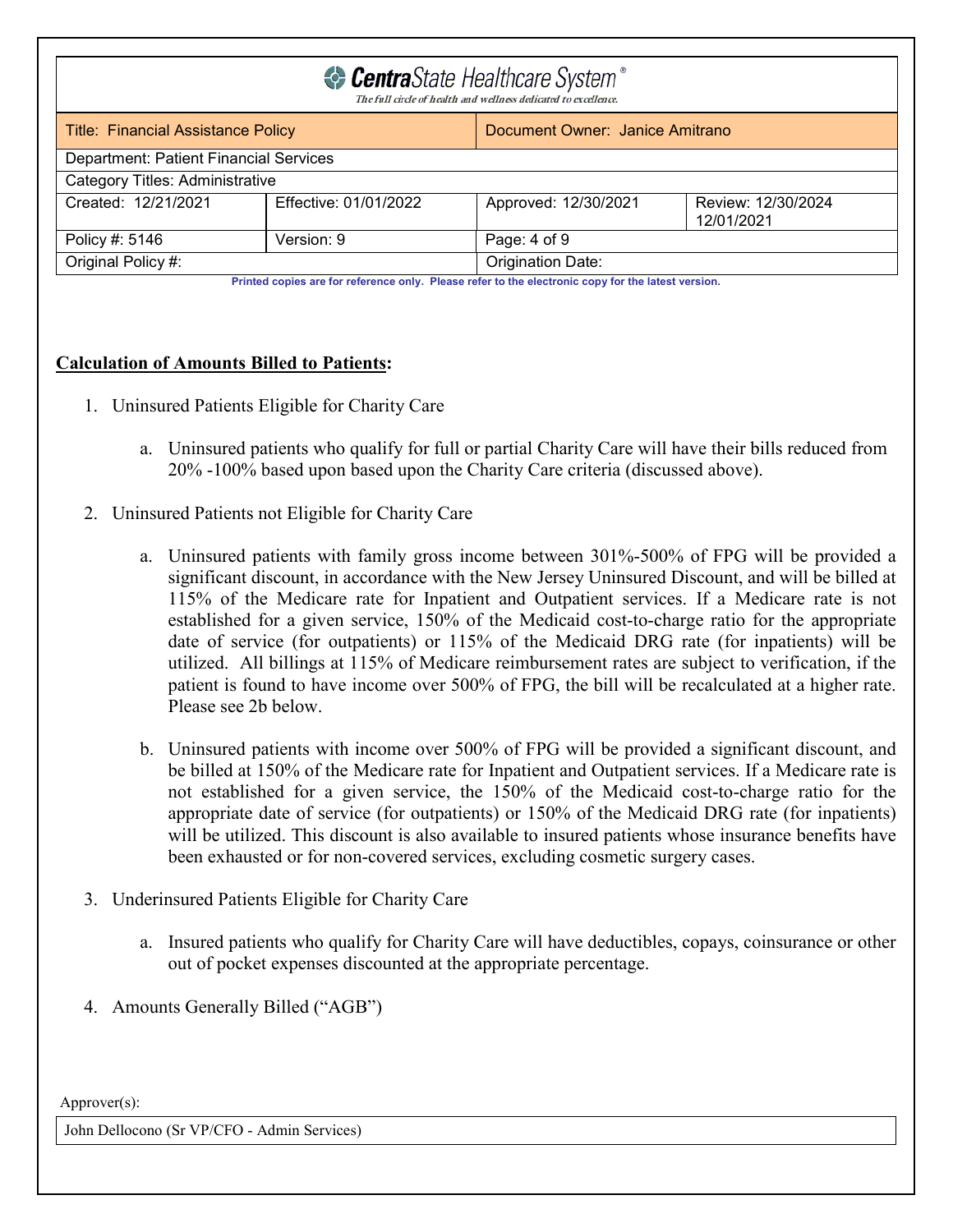**Calculation of Amounts Billed to Patients:**

1. Uninsured Patients Eligible for Charity Care

    a. Uninsured patients who qualify for full or partial Charity Care will have their bills reduced from 20% -100% based upon based upon the Charity Care criteria (discussed above).

2. Uninsured Patients not Eligible for Charity Care

    a. Uninsured patients with family gross income between 301%-500% of FPG will be provided a significant discount, in accordance with the New Jersey Uninsured Discount, and will be billed at 115% of the Medicare rate for Inpatient and Outpatient services. If a Medicare rate is not established for a given service, 150% of the Medicaid cost-to-charge ratio for the appropriate date of service (for outpatients) or 115% of the Medicaid DRG rate (for inpatients) will be utilized. All billings at 115% of Medicare reimbursement rates are subject to verification, if the patient is found to have income over 500% of FPG, the bill will be recalculated at a higher rate. Please see 2b below.

    b. Uninsured patients with income over 500% of FPG will be provided a significant discount, and be billed at 150% of the Medicare rate for Inpatient and Outpatient services. If a Medicare rate is not established for a given service, the 150% of the Medicaid cost-to-charge ratio for the appropriate date of service (for outpatients) or 150% of the Medicaid DRG rate (for inpatients) will be utilized. This discount is also available to insured patients whose insurance benefits have been exhausted or for non-covered services, excluding cosmetic surgery cases.

3. Underinsured Patients Eligible for Charity Care

    a. Insured patients who qualify for Charity Care will have deductibles, copays, coinsurance or other out of pocket expenses discounted at the appropriate percentage.

4. Amounts Generally Billed ("AGB")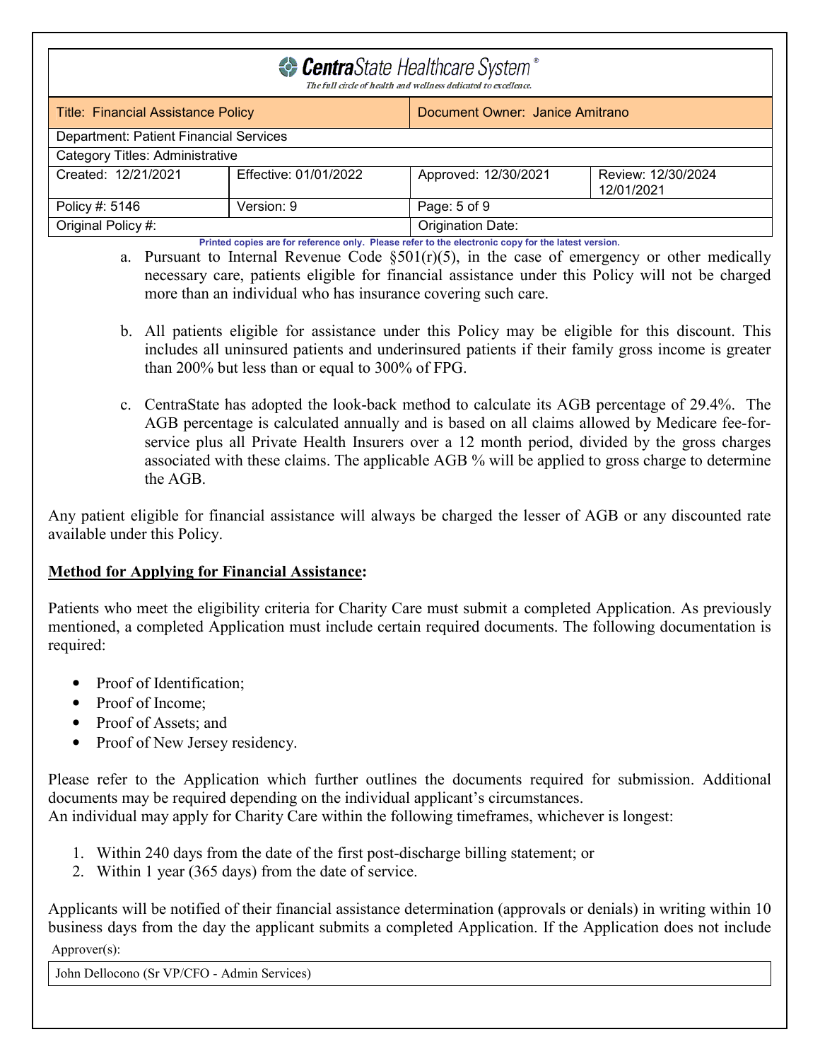a. Pursuant to Internal Revenue Code §501(r)(5), in the case of emergency or other medically necessary care, patients eligible for financial assistance under this Policy will not be charged more than an individual who has insurance covering such care.

b. All patients eligible for assistance under this Policy may be eligible for this discount. This includes all uninsured patients and underinsured patients if their family gross income is greater than 200% but less than or equal to 300% of FPG.

c. CentraState has adopted the look-back method to calculate its AGB percentage of 29.4%. The AGB percentage is calculated annually and is based on all claims allowed by Medicare fee-for-service plus all Private Health Insurers over a 12 month period, divided by the gross charges associated with these claims. The applicable AGB % will be applied to gross charge to determine the AGB.

Any patient eligible for financial assistance will always be charged the lesser of AGB or any discounted rate available under this Policy.

**Method for Applying for Financial Assistance:**

Patients who meet the eligibility criteria for Charity Care must submit a completed Application. As previously mentioned, a completed Application must include certain required documents. The following documentation is required:

- Proof of Identification;
- Proof of Income;
- Proof of Assets; and
- Proof of New Jersey residency.

Please refer to the Application which further outlines the documents required for submission. Additional documents may be required depending on the individual applicant's circumstances.
An individual may apply for Charity Care within the following timeframes, whichever is longest:

1. Within 240 days from the date of the first post-discharge billing statement; or
2. Within 1 year (365 days) from the date of service.

Applicants will be notified of their financial assistance determination (approvals or denials) in writing within 10 business days from the day the applicant submits a completed Application. If the Application does not include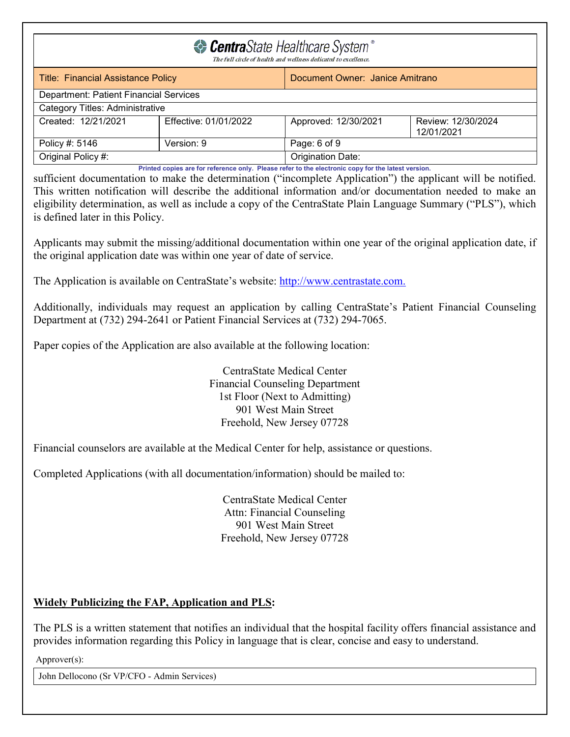sufficient documentation to make the determination ("incomplete Application") the applicant will be notified. This written notification will describe the additional information and/or documentation needed to make an eligibility determination, as well as include a copy of the CentraState Plain Language Summary ("PLS"), which is defined later in this Policy.

Applicants may submit the missing/additional documentation within one year of the original application date, if the original application date was within one year of date of service.

The Application is available on CentraState's website: http://www.centrastate.com.

Additionally, individuals may request an application by calling CentraState's Patient Financial Counseling Department at (732) 294-2641 or Patient Financial Services at (732) 294-7065.

Paper copies of the Application are also available at the following location:

CentraState Medical Center
Financial Counseling Department
1st Floor (Next to Admitting)
901 West Main Street
Freehold, New Jersey 07728

Financial counselors are available at the Medical Center for help, assistance or questions.

Completed Applications (with all documentation/information) should be mailed to:

CentraState Medical Center
Attn: Financial Counseling
901 West Main Street
Freehold, New Jersey 07728

**Widely Publicizing the FAP, Application and PLS:**

The PLS is a written statement that notifies an individual that the hospital facility offers financial assistance and provides information regarding this Policy in language that is clear, concise and easy to understand.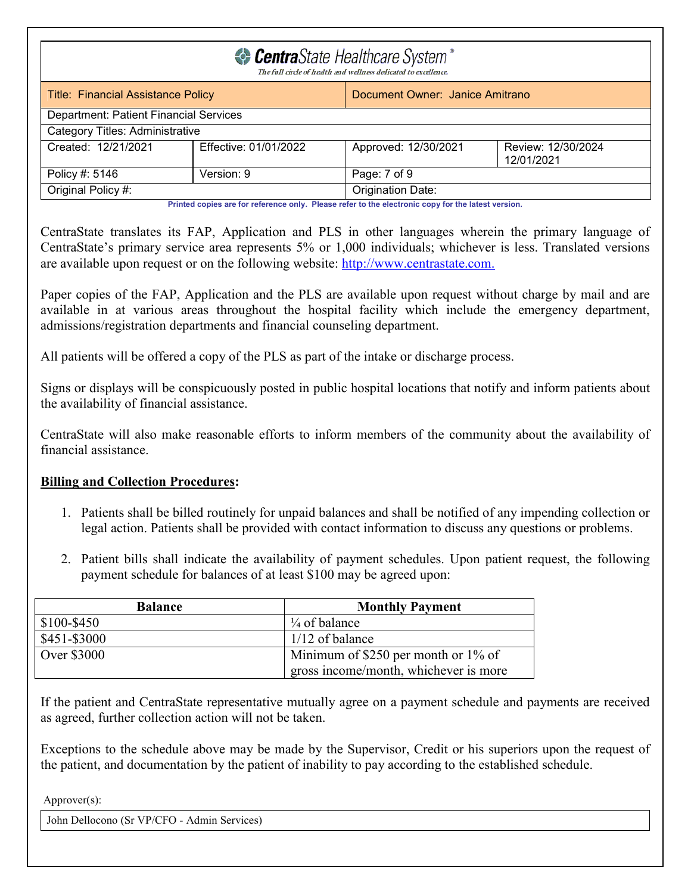CentraState translates its FAP, Application and PLS in other languages wherein the primary language of CentraState's primary service area represents 5% or 1,000 individuals; whichever is less. Translated versions are available upon request or on the following website: http://www.centrastate.com.

Paper copies of the FAP, Application and the PLS are available upon request without charge by mail and are available in at various areas throughout the hospital facility which include the emergency department, admissions/registration departments and financial counseling department.

All patients will be offered a copy of the PLS as part of the intake or discharge process.

Signs or displays will be conspicuously posted in public hospital locations that notify and inform patients about the availability of financial assistance.

CentraState will also make reasonable efforts to inform members of the community about the availability of financial assistance.

**Billing and Collection Procedures:**

1. Patients shall be billed routinely for unpaid balances and shall be notified of any impending collection or legal action. Patients shall be provided with contact information to discuss any questions or problems.

2. Patient bills shall indicate the availability of payment schedules. Upon patient request, the following payment schedule for balances of at least $100 may be agreed upon:

| Balance | Monthly Payment |
|---|---|
| $100-$450 | ¼ of balance |
| $451-$3000 | 1/12 of balance |
| Over $3000 | Minimum of $250 per month or 1% of gross income/month, whichever is more |

If the patient and CentraState representative mutually agree on a payment schedule and payments are received as agreed, further collection action will not be taken.

Exceptions to the schedule above may be made by the Supervisor, Credit or his superiors upon the request of the patient, and documentation by the patient of inability to pay according to the established schedule.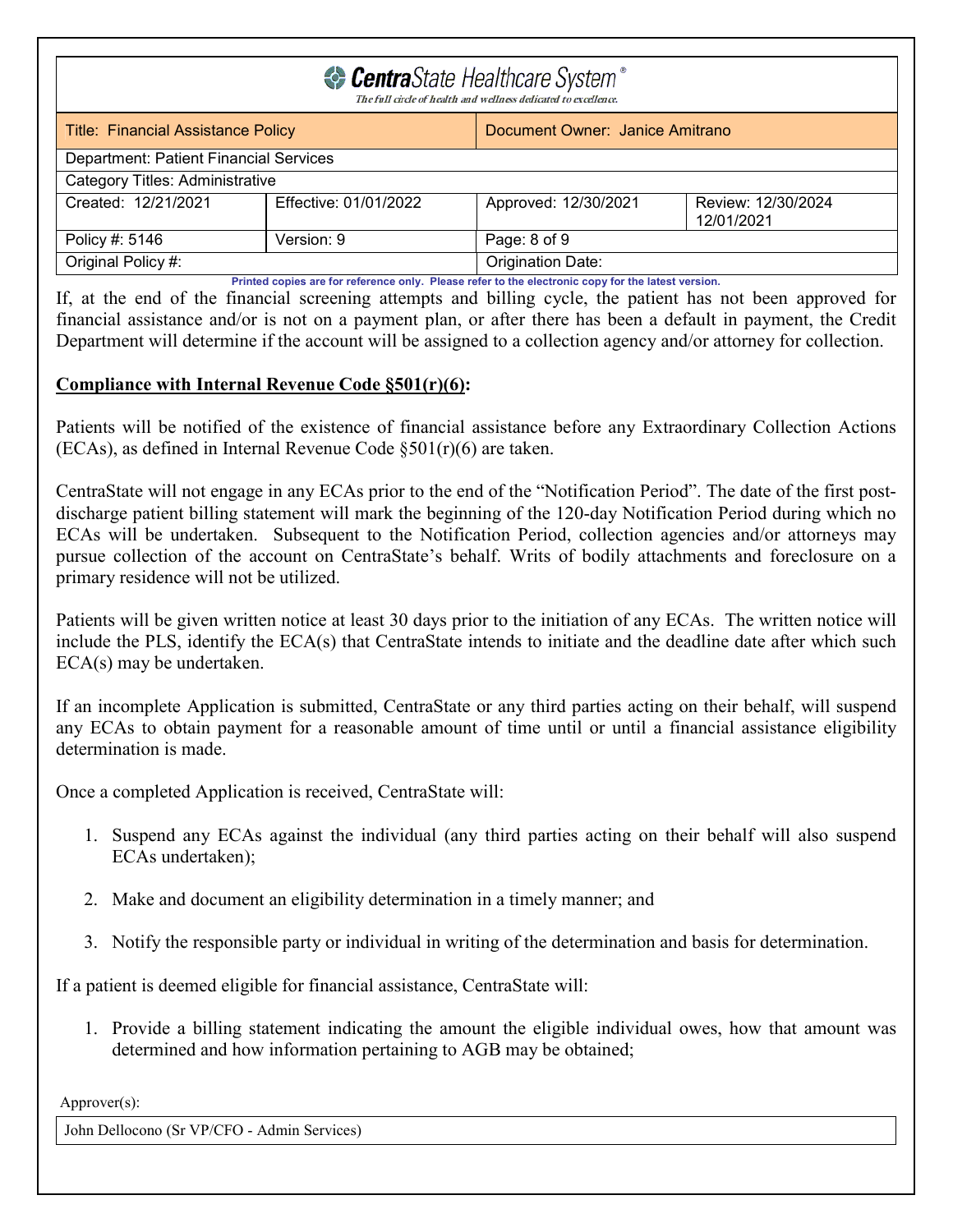If, at the end of the financial screening attempts and billing cycle, the patient has not been approved for financial assistance and/or is not on a payment plan, or after there has been a default in payment, the Credit Department will determine if the account will be assigned to a collection agency and/or attorney for collection.

**Compliance with Internal Revenue Code §501(r)(6):**

Patients will be notified of the existence of financial assistance before any Extraordinary Collection Actions (ECAs), as defined in Internal Revenue Code §501(r)(6) are taken.

CentraState will not engage in any ECAs prior to the end of the "Notification Period". The date of the first post-discharge patient billing statement will mark the beginning of the 120-day Notification Period during which no ECAs will be undertaken. Subsequent to the Notification Period, collection agencies and/or attorneys may pursue collection of the account on CentraState's behalf. Writs of bodily attachments and foreclosure on a primary residence will not be utilized.

Patients will be given written notice at least 30 days prior to the initiation of any ECAs. The written notice will include the PLS, identify the ECA(s) that CentraState intends to initiate and the deadline date after which such ECA(s) may be undertaken.

If an incomplete Application is submitted, CentraState or any third parties acting on their behalf, will suspend any ECAs to obtain payment for a reasonable amount of time until or until a financial assistance eligibility determination is made.

Once a completed Application is received, CentraState will:

1. Suspend any ECAs against the individual (any third parties acting on their behalf will also suspend ECAs undertaken);
2. Make and document an eligibility determination in a timely manner; and
3. Notify the responsible party or individual in writing of the determination and basis for determination.

If a patient is deemed eligible for financial assistance, CentraState will:

1. Provide a billing statement indicating the amount the eligible individual owes, how that amount was determined and how information pertaining to AGB may be obtained;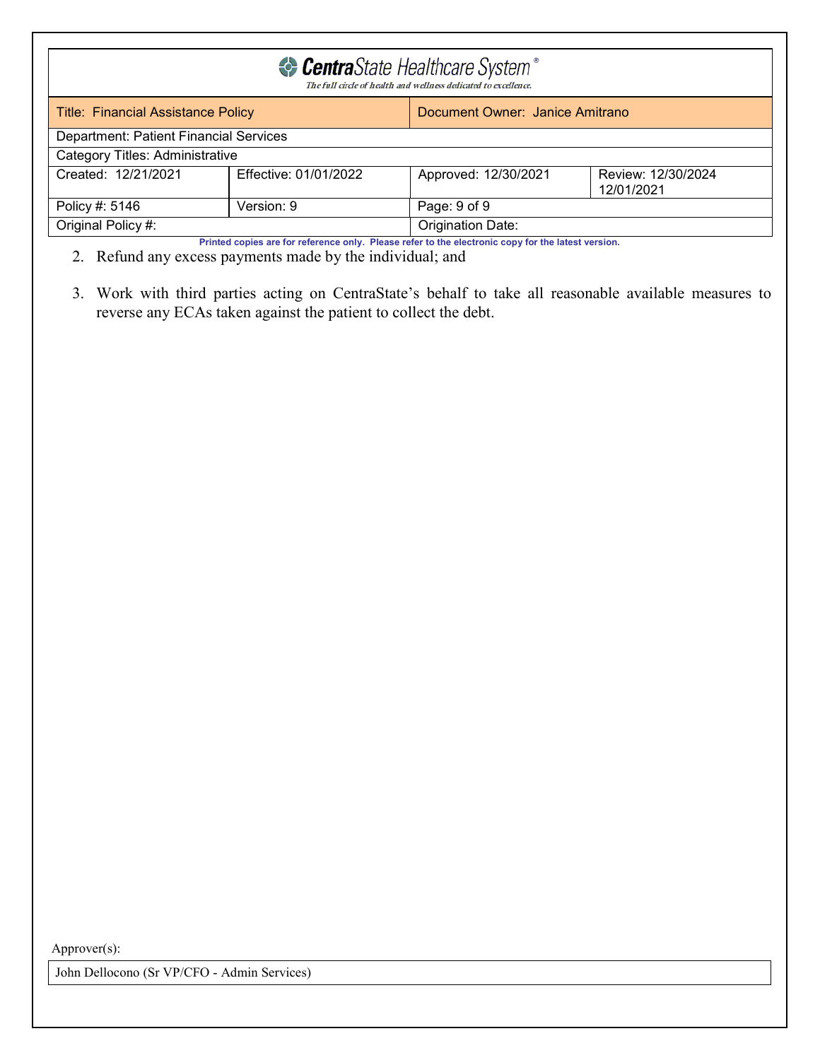2. Refund any excess payments made by the individual; and

3. Work with third parties acting on CentraState's behalf to take all reasonable available measures to reverse any ECAs taken against the patient to collect the debt.

Approver(s):

| |
|---|
| John Dellocono (Sr VP/CFO - Admin Services) |